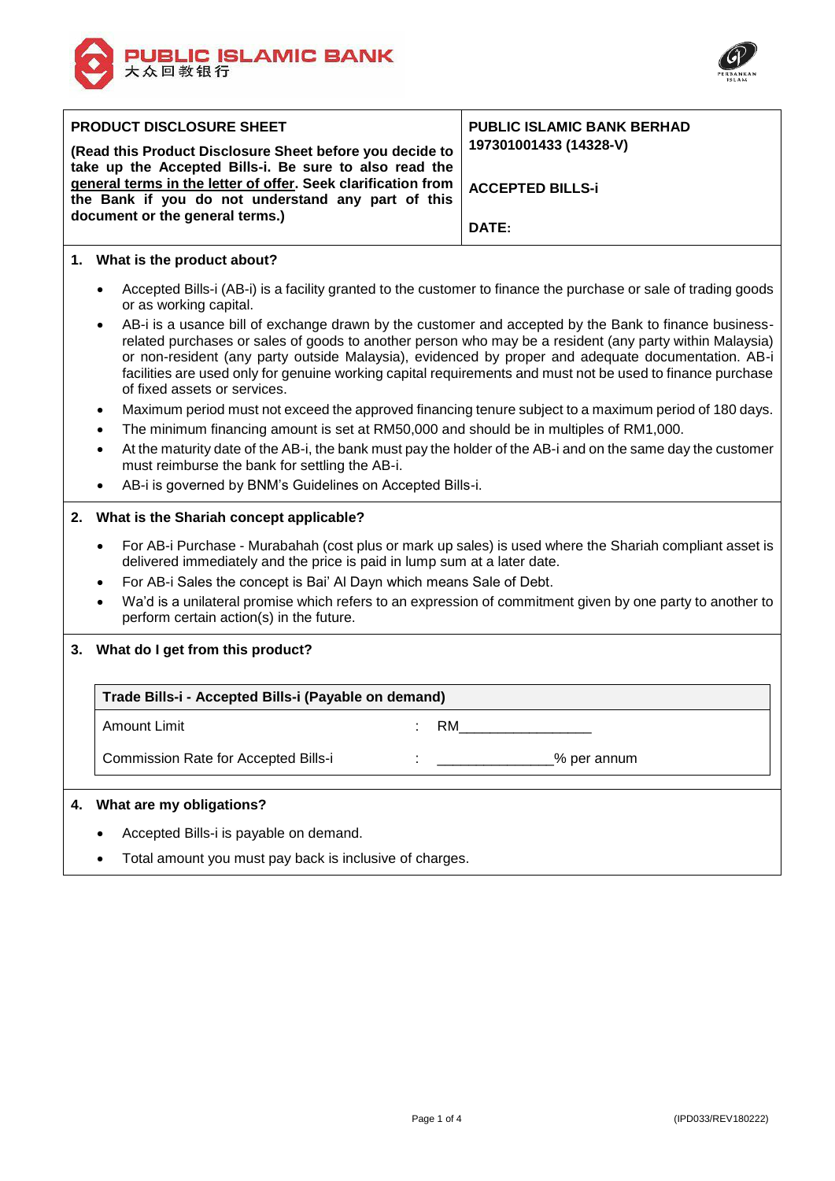PUBLIC ISLAMIC BANK
大众回教银行

| PRODUCT DISCLOSURE SHEET | PUBLIC ISLAMIC BANK BERHAD 197301001433 (14328-V) |
|---|---|
| **(Read this Product Disclosure Sheet before you decide to take up the Accepted Bills-i. Be sure to also read the general terms in the letter of offer. Seek clarification from the Bank if you do not understand any part of this document or the general terms.)** | **ACCEPTED BILLS-i** |
| | **DATE:** |

## 1. What is the product about?

- Accepted Bills-i (AB-i) is a facility granted to the customer to finance the purchase or sale of trading goods or as working capital.
- AB-i is a usance bill of exchange drawn by the customer and accepted by the Bank to finance business-related purchases or sales of goods to another person who may be a resident (any party within Malaysia) or non-resident (any party outside Malaysia), evidenced by proper and adequate documentation. AB-i facilities are used only for genuine working capital requirements and must not be used to finance purchase of fixed assets or services.
- Maximum period must not exceed the approved financing tenure subject to a maximum period of 180 days.
- The minimum financing amount is set at RM50,000 and should be in multiples of RM1,000.
- At the maturity date of the AB-i, the bank must pay the holder of the AB-i and on the same day the customer must reimburse the bank for settling the AB-i.
- AB-i is governed by BNM's Guidelines on Accepted Bills-i.

## 2. What is the Shariah concept applicable?

- For AB-i Purchase - Murabahah (cost plus or mark up sales) is used where the Shariah compliant asset is delivered immediately and the price is paid in lump sum at a later date.
- For AB-i Sales the concept is Bai' Al Dayn which means Sale of Debt.
- Wa'd is a unilateral promise which refers to an expression of commitment given by one party to another to perform certain action(s) in the future.

## 3. What do I get from this product?

| Trade Bills-i - Accepted Bills-i (Payable on demand) | | |
|---|---|---|
| Amount Limit | : | RM_________________ |
| Commission Rate for Accepted Bills-i | : | _______________% per annum |

## 4. What are my obligations?

- Accepted Bills-i is payable on demand.
- Total amount you must pay back is inclusive of charges.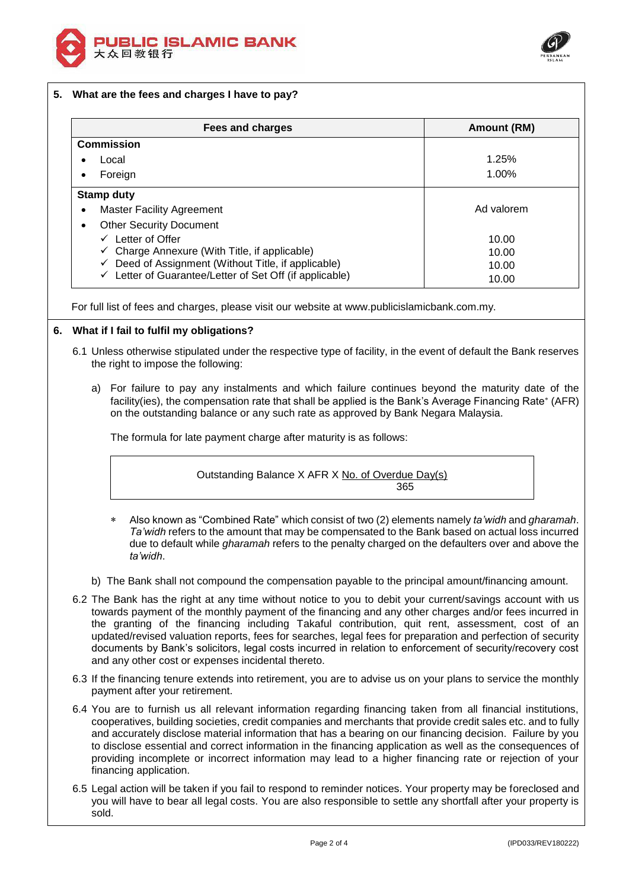## 5. What are the fees and charges I have to pay?

| Fees and charges | Amount (RM) |
|---|---|
| **Commission** | |
| • Local | 1.25% |
| • Foreign | 1.00% |
| **Stamp duty** | |
| • Master Facility Agreement | Ad valorem |
| • Other Security Document | |
| ✓ Letter of Offer | 10.00 |
| ✓ Charge Annexure (With Title, if applicable) | 10.00 |
| ✓ Deed of Assignment (Without Title, if applicable) | 10.00 |
| ✓ Letter of Guarantee/Letter of Set Off (if applicable) | 10.00 |

For full list of fees and charges, please visit our website at www.publicislamicbank.com.my.

## 6. What if I fail to fulfil my obligations?

6.1 Unless otherwise stipulated under the respective type of facility, in the event of default the Bank reserves the right to impose the following:

a) For failure to pay any instalments and which failure continues beyond the maturity date of the facility(ies), the compensation rate that shall be applied is the Bank's Average Financing Rate* (AFR) on the outstanding balance or any such rate as approved by Bank Negara Malaysia.

The formula for late payment charge after maturity is as follows:

$$\text{Outstanding Balance} \times \text{AFR} \times \frac{\text{No. of Overdue Day(s)}}{365}$$

\* Also known as "Combined Rate" which consist of two (2) elements namely *ta'widh* and *gharamah*. *Ta'widh* refers to the amount that may be compensated to the Bank based on actual loss incurred due to default while *gharamah* refers to the penalty charged on the defaulters over and above the *ta'widh*.

b) The Bank shall not compound the compensation payable to the principal amount/financing amount.

6.2 The Bank has the right at any time without notice to you to debit your current/savings account with us towards payment of the monthly payment of the financing and any other charges and/or fees incurred in the granting of the financing including Takaful contribution, quit rent, assessment, cost of an updated/revised valuation reports, fees for searches, legal fees for preparation and perfection of security documents by Bank's solicitors, legal costs incurred in relation to enforcement of security/recovery cost and any other cost or expenses incidental thereto.

6.3 If the financing tenure extends into retirement, you are to advise us on your plans to service the monthly payment after your retirement.

6.4 You are to furnish us all relevant information regarding financing taken from all financial institutions, cooperatives, building societies, credit companies and merchants that provide credit sales etc. and to fully and accurately disclose material information that has a bearing on our financing decision. Failure by you to disclose essential and correct information in the financing application as well as the consequences of providing incomplete or incorrect information may lead to a higher financing rate or rejection of your financing application.

6.5 Legal action will be taken if you fail to respond to reminder notices. Your property may be foreclosed and you will have to bear all legal costs. You are also responsible to settle any shortfall after your property is sold.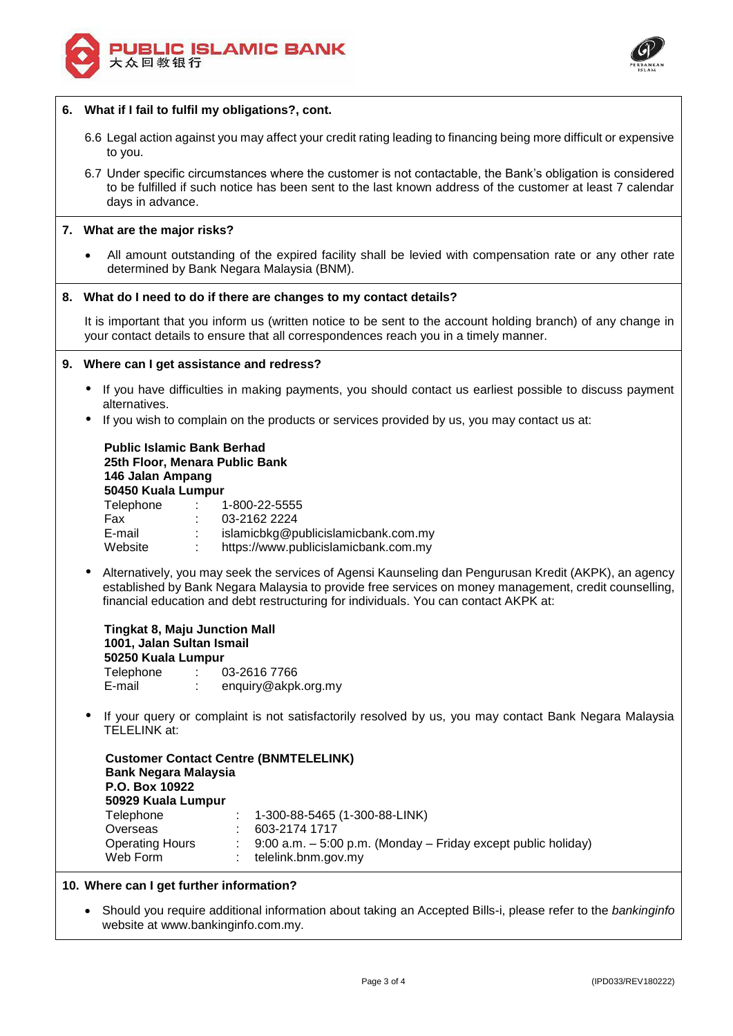**6. What if I fail to fulfil my obligations?, cont.**

6.6 Legal action against you may affect your credit rating leading to financing being more difficult or expensive to you.

6.7 Under specific circumstances where the customer is not contactable, the Bank's obligation is considered to be fulfilled if such notice has been sent to the last known address of the customer at least 7 calendar days in advance.

**7. What are the major risks?**

- All amount outstanding of the expired facility shall be levied with compensation rate or any other rate determined by Bank Negara Malaysia (BNM).

**8. What do I need to do if there are changes to my contact details?**

It is important that you inform us (written notice to be sent to the account holding branch) of any change in your contact details to ensure that all correspondences reach you in a timely manner.

**9. Where can I get assistance and redress?**

- If you have difficulties in making payments, you should contact us earliest possible to discuss payment alternatives.
- If you wish to complain on the products or services provided by us, you may contact us at:

**Public Islamic Bank Berhad**
**25th Floor, Menara Public Bank**
**146 Jalan Ampang**
**50450 Kuala Lumpur**

| | | |
|---|---|---|
| Telephone | : | 1-800-22-5555 |
| Fax | : | 03-2162 2224 |
| E-mail | : | islamicbkg@publicislamicbank.com.my |
| Website | : | https://www.publicislamicbank.com.my |

- Alternatively, you may seek the services of Agensi Kaunseling dan Pengurusan Kredit (AKPK), an agency established by Bank Negara Malaysia to provide free services on money management, credit counselling, financial education and debt restructuring for individuals. You can contact AKPK at:

**Tingkat 8, Maju Junction Mall**
**1001, Jalan Sultan Ismail**
**50250 Kuala Lumpur**

| | | |
|---|---|---|
| Telephone | : | 03-2616 7766 |
| E-mail | : | enquiry@akpk.org.my |

- If your query or complaint is not satisfactorily resolved by us, you may contact Bank Negara Malaysia TELELINK at:

**Customer Contact Centre (BNMTELELINK)**
**Bank Negara Malaysia**
**P.O. Box 10922**
**50929 Kuala Lumpur**

| | | |
|---|---|---|
| Telephone | : | 1-300-88-5465 (1-300-88-LINK) |
| Overseas | : | 603-2174 1717 |
| Operating Hours | : | 9:00 a.m. – 5:00 p.m. (Monday – Friday except public holiday) |
| Web Form | : | telelink.bnm.gov.my |

**10. Where can I get further information?**

- Should you require additional information about taking an Accepted Bills-i, please refer to the *bankinginfo* website at www.bankinginfo.com.my.

(IPD033/REV180222)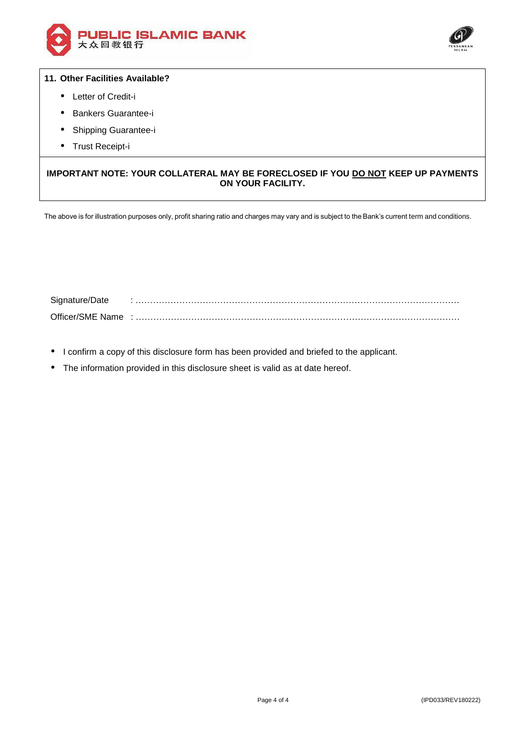### 11. Other Facilities Available?

- Letter of Credit-i
- Bankers Guarantee-i
- Shipping Guarantee-i
- Trust Receipt-i

**IMPORTANT NOTE: YOUR COLLATERAL MAY BE FORECLOSED IF YOU DO NOT KEEP UP PAYMENTS ON YOUR FACILITY.**

The above is for illustration purposes only, profit sharing ratio and charges may vary and is subject to the Bank's current term and conditions.

Signature/Date : ………………………………………………………………………………………………

Officer/SME Name : ………………………………………………………………………………………………

- I confirm a copy of this disclosure form has been provided and briefed to the applicant.
- The information provided in this disclosure sheet is valid as at date hereof.

(IPD033/REV180222)